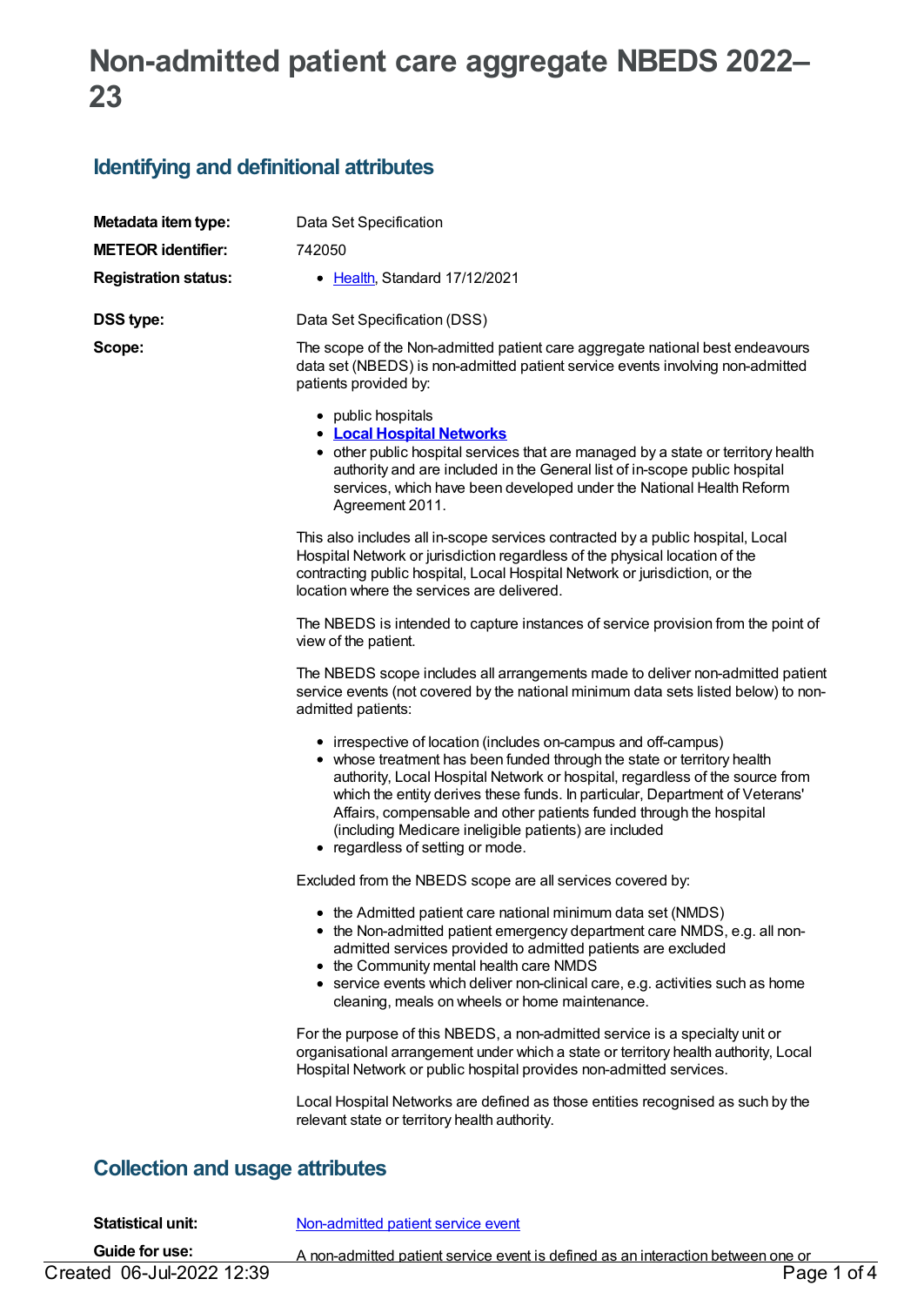# Non-admitted patient care aggregate NBEDS 2022–23

## Identifying and definitional attributes

**Metadata item type:** Data Set Specification

**METEOR identifier:** 742050

**Registration status:**

- Health, Standard 17/12/2021

**DSS type:** Data Set Specification (DSS)

**Scope:** The scope of the Non-admitted patient care aggregate national best endeavours data set (NBEDS) is non-admitted patient service events involving non-admitted patients provided by:

- public hospitals
- **Local Hospital Networks**
- other public hospital services that are managed by a state or territory health authority and are included in the General list of in-scope public hospital services, which have been developed under the National Health Reform Agreement 2011.

This also includes all in-scope services contracted by a public hospital, Local Hospital Network or jurisdiction regardless of the physical location of the contracting public hospital, Local Hospital Network or jurisdiction, or the location where the services are delivered.

The NBEDS is intended to capture instances of service provision from the point of view of the patient.

The NBEDS scope includes all arrangements made to deliver non-admitted patient service events (not covered by the national minimum data sets listed below) to non-admitted patients:

- irrespective of location (includes on-campus and off-campus)
- whose treatment has been funded through the state or territory health authority, Local Hospital Network or hospital, regardless of the source from which the entity derives these funds. In particular, Department of Veterans' Affairs, compensable and other patients funded through the hospital (including Medicare ineligible patients) are included
- regardless of setting or mode.

Excluded from the NBEDS scope are all services covered by:

- the Admitted patient care national minimum data set (NMDS)
- the Non-admitted patient emergency department care NMDS, e.g. all non-admitted services provided to admitted patients are excluded
- the Community mental health care NMDS
- service events which deliver non-clinical care, e.g. activities such as home cleaning, meals on wheels or home maintenance.

For the purpose of this NBEDS, a non-admitted service is a specialty unit or organisational arrangement under which a state or territory health authority, Local Hospital Network or public hospital provides non-admitted services.

Local Hospital Networks are defined as those entities recognised as such by the relevant state or territory health authority.

## Collection and usage attributes

**Statistical unit:** Non-admitted patient service event

**Guide for use:** A non-admitted patient service event is defined as an interaction between one or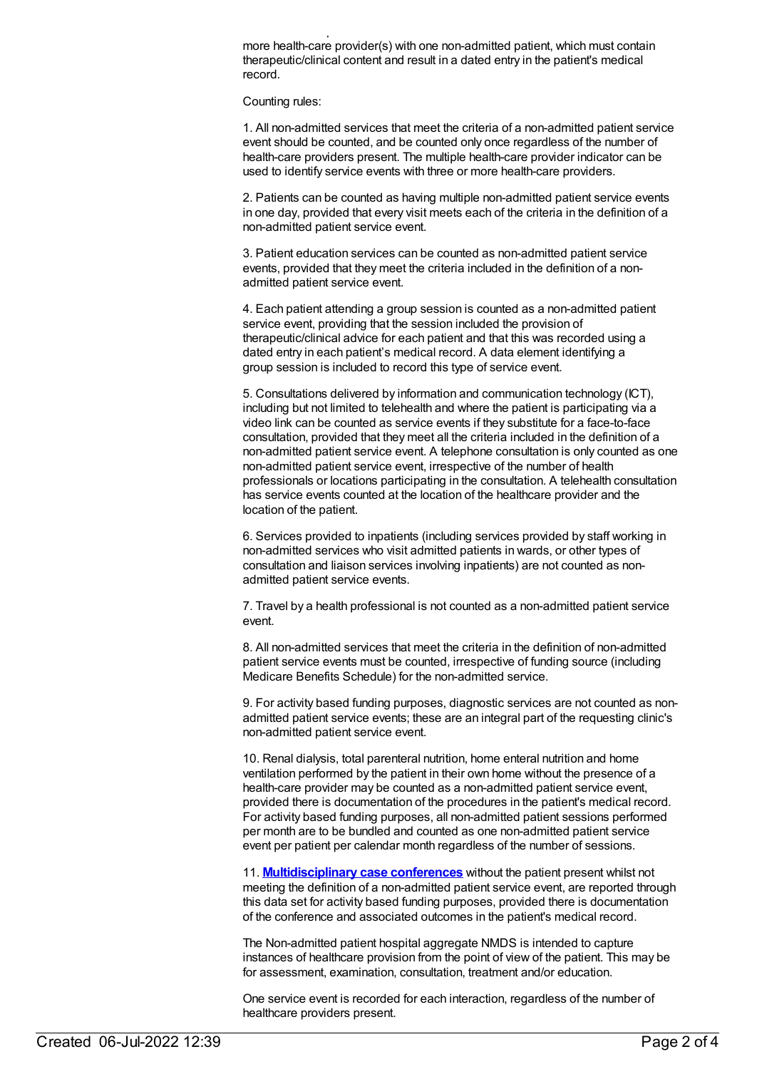more health-care provider(s) with one non-admitted patient, which must contain therapeutic/clinical content and result in a dated entry in the patient's medical record.

Counting rules:

1. All non-admitted services that meet the criteria of a non-admitted patient service event should be counted, and be counted only once regardless of the number of health-care providers present. The multiple health-care provider indicator can be used to identify service events with three or more health-care providers.

2. Patients can be counted as having multiple non-admitted patient service events in one day, provided that every visit meets each of the criteria in the definition of a non-admitted patient service event.

3. Patient education services can be counted as non-admitted patient service events, provided that they meet the criteria included in the definition of a non-admitted patient service event.

4. Each patient attending a group session is counted as a non-admitted patient service event, providing that the session included the provision of therapeutic/clinical advice for each patient and that this was recorded using a dated entry in each patient's medical record. A data element identifying a group session is included to record this type of service event.

5. Consultations delivered by information and communication technology (ICT), including but not limited to telehealth and where the patient is participating via a video link can be counted as service events if they substitute for a face-to-face consultation, provided that they meet all the criteria included in the definition of a non-admitted patient service event. A telephone consultation is only counted as one non-admitted patient service event, irrespective of the number of health professionals or locations participating in the consultation. A telehealth consultation has service events counted at the location of the healthcare provider and the location of the patient.

6. Services provided to inpatients (including services provided by staff working in non-admitted services who visit admitted patients in wards, or other types of consultation and liaison services involving inpatients) are not counted as non-admitted patient service events.

7. Travel by a health professional is not counted as a non-admitted patient service event.

8. All non-admitted services that meet the criteria in the definition of non-admitted patient service events must be counted, irrespective of funding source (including Medicare Benefits Schedule) for the non-admitted service.

9. For activity based funding purposes, diagnostic services are not counted as non-admitted patient service events; these are an integral part of the requesting clinic's non-admitted patient service event.

10. Renal dialysis, total parenteral nutrition, home enteral nutrition and home ventilation performed by the patient in their own home without the presence of a health-care provider may be counted as a non-admitted patient service event, provided there is documentation of the procedures in the patient's medical record. For activity based funding purposes, all non-admitted patient sessions performed per month are to be bundled and counted as one non-admitted patient service event per patient per calendar month regardless of the number of sessions.

11. **Multidisciplinary case conferences** without the patient present whilst not meeting the definition of a non-admitted patient service event, are reported through this data set for activity based funding purposes, provided there is documentation of the conference and associated outcomes in the patient's medical record.

The Non-admitted patient hospital aggregate NMDS is intended to capture instances of healthcare provision from the point of view of the patient. This may be for assessment, examination, consultation, treatment and/or education.

One service event is recorded for each interaction, regardless of the number of healthcare providers present.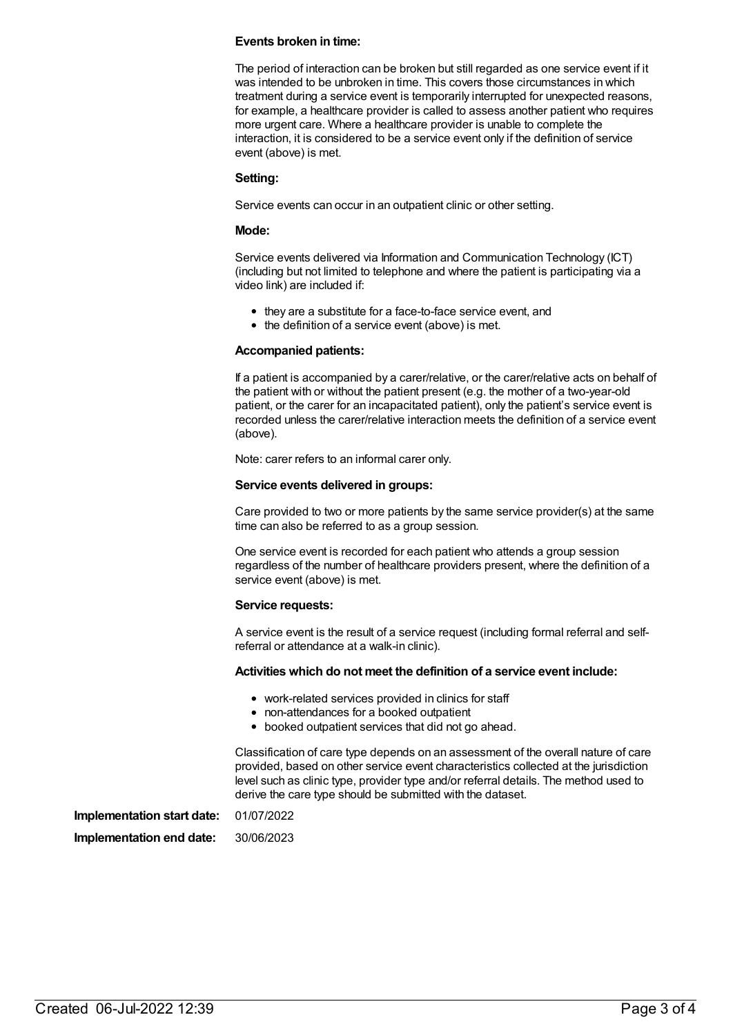**Events broken in time:**

The period of interaction can be broken but still regarded as one service event if it was intended to be unbroken in time. This covers those circumstances in which treatment during a service event is temporarily interrupted for unexpected reasons, for example, a healthcare provider is called to assess another patient who requires more urgent care. Where a healthcare provider is unable to complete the interaction, it is considered to be a service event only if the definition of service event (above) is met.

**Setting:**

Service events can occur in an outpatient clinic or other setting.

**Mode:**

Service events delivered via Information and Communication Technology (ICT) (including but not limited to telephone and where the patient is participating via a video link) are included if:

- they are a substitute for a face-to-face service event, and
- the definition of a service event (above) is met.

**Accompanied patients:**

If a patient is accompanied by a carer/relative, or the carer/relative acts on behalf of the patient with or without the patient present (e.g. the mother of a two-year-old patient, or the carer for an incapacitated patient), only the patient's service event is recorded unless the carer/relative interaction meets the definition of a service event (above).

Note: carer refers to an informal carer only.

**Service events delivered in groups:**

Care provided to two or more patients by the same service provider(s) at the same time can also be referred to as a group session.

One service event is recorded for each patient who attends a group session regardless of the number of healthcare providers present, where the definition of a service event (above) is met.

**Service requests:**

A service event is the result of a service request (including formal referral and self-referral or attendance at a walk-in clinic).

**Activities which do not meet the definition of a service event include:**

- work-related services provided in clinics for staff
- non-attendances for a booked outpatient
- booked outpatient services that did not go ahead.

Classification of care type depends on an assessment of the overall nature of care provided, based on other service event characteristics collected at the jurisdiction level such as clinic type, provider type and/or referral details. The method used to derive the care type should be submitted with the dataset.

**Implementation start date:** 01/07/2022

**Implementation end date:** 30/06/2023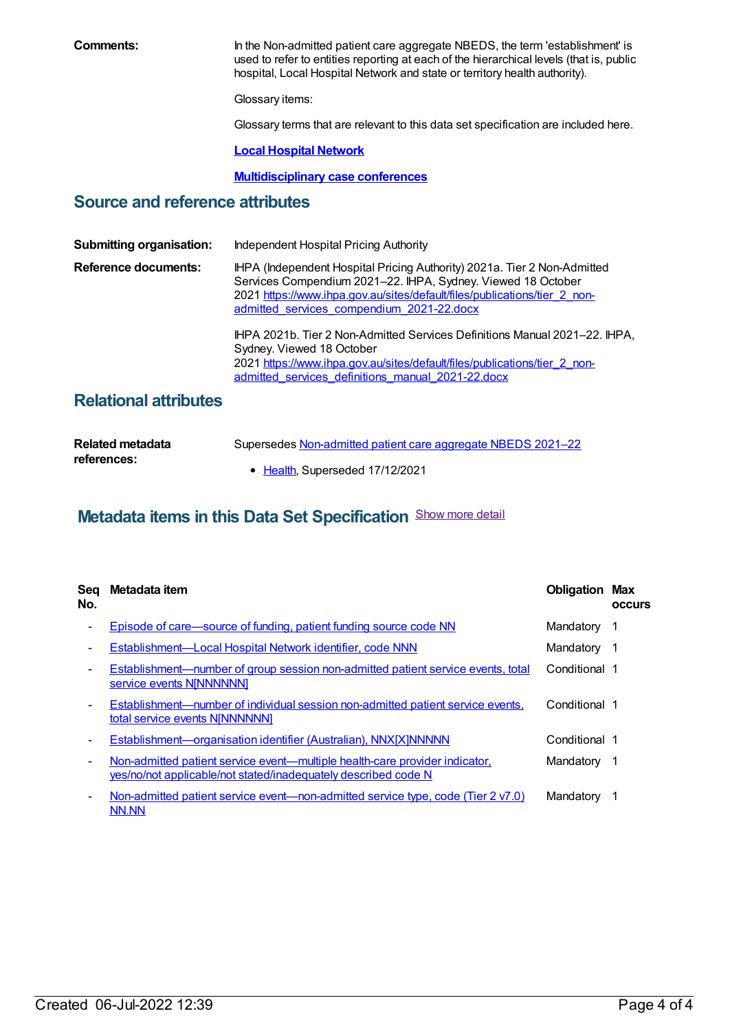**Comments:** In the Non-admitted patient care aggregate NBEDS, the term 'establishment' is used to refer to entities reporting at each of the hierarchical levels (that is, public hospital, Local Hospital Network and state or territory health authority).

Glossary items:

Glossary terms that are relevant to this data set specification are included here.

**Local Hospital Network**

**Multidisciplinary case conferences**

## Source and reference attributes

**Submitting organisation:** Independent Hospital Pricing Authority

**Reference documents:** IHPA (Independent Hospital Pricing Authority) 2021a. Tier 2 Non-Admitted Services Compendium 2021–22. IHPA, Sydney. Viewed 18 October 2021 https://www.ihpa.gov.au/sites/default/files/publications/tier_2_non-admitted_services_compendium_2021-22.docx

IHPA 2021b. Tier 2 Non-Admitted Services Definitions Manual 2021–22. IHPA, Sydney. Viewed 18 October 2021 https://www.ihpa.gov.au/sites/default/files/publications/tier_2_non-admitted_services_definitions_manual_2021-22.docx

## Relational attributes

**Related metadata references:** Supersedes Non-admitted patient care aggregate NBEDS 2021–22

- Health, Superseded 17/12/2021

## Metadata items in this Data Set Specification

Show more detail

| Seq No. | Metadata item | Obligation | Max occurs |
|---|---|---|---|
| - | Episode of care—source of funding, patient funding source code NN | Mandatory | 1 |
| - | Establishment—Local Hospital Network identifier, code NNN | Mandatory | 1 |
| - | Establishment—number of group session non-admitted patient service events, total service events N[NNNNNN] | Conditional | 1 |
| - | Establishment—number of individual session non-admitted patient service events, total service events N[NNNNNN] | Conditional | 1 |
| - | Establishment—organisation identifier (Australian), NNX[X]NNNNN | Conditional | 1 |
| - | Non-admitted patient service event—multiple health-care provider indicator, yes/no/not applicable/not stated/inadequately described code N | Mandatory | 1 |
| - | Non-admitted patient service event—non-admitted service type, code (Tier 2 v7.0) NN.NN | Mandatory | 1 |